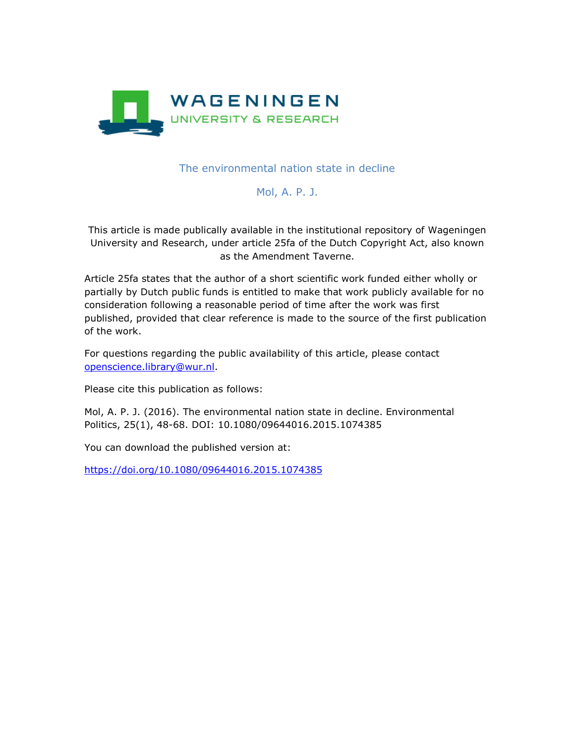WAGENINGEN
UNIVERSITY & RESEARCH

# The environmental nation state in decline

Mol, A. P. J.

This article is made publically available in the institutional repository of Wageningen University and Research, under article 25fa of the Dutch Copyright Act, also known as the Amendment Taverne.

Article 25fa states that the author of a short scientific work funded either wholly or partially by Dutch public funds is entitled to make that work publicly available for no consideration following a reasonable period of time after the work was first published, provided that clear reference is made to the source of the first publication of the work.

For questions regarding the public availability of this article, please contact openscience.library@wur.nl.

Please cite this publication as follows:

Mol, A. P. J. (2016). The environmental nation state in decline. Environmental Politics, 25(1), 48-68. DOI: 10.1080/09644016.2015.1074385

You can download the published version at:

https://doi.org/10.1080/09644016.2015.1074385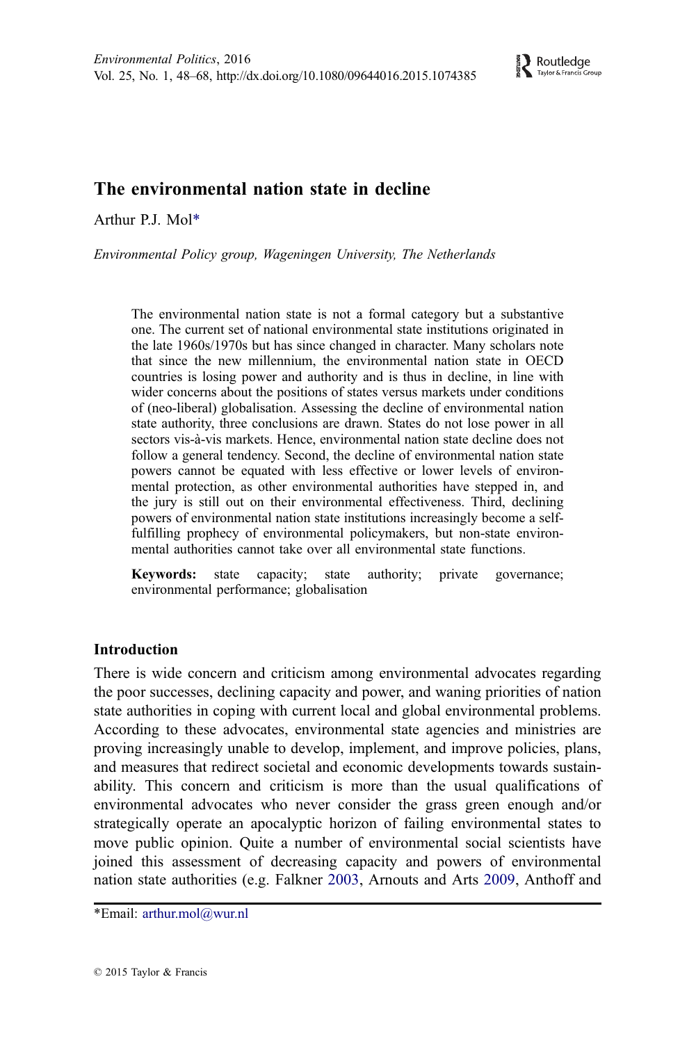# The environmental nation state in decline

Arthur P.J. Mol*

*Environmental Policy group, Wageningen University, The Netherlands*

> The environmental nation state is not a formal category but a substantive one. The current set of national environmental state institutions originated in the late 1960s/1970s but has since changed in character. Many scholars note that since the new millennium, the environmental nation state in OECD countries is losing power and authority and is thus in decline, in line with wider concerns about the positions of states versus markets under conditions of (neo-liberal) globalisation. Assessing the decline of environmental nation state authority, three conclusions are drawn. States do not lose power in all sectors vis-à-vis markets. Hence, environmental nation state decline does not follow a general tendency. Second, the decline of environmental nation state powers cannot be equated with less effective or lower levels of environmental protection, as other environmental authorities have stepped in, and the jury is still out on their environmental effectiveness. Third, declining powers of environmental nation state institutions increasingly become a self-fulfilling prophecy of environmental policymakers, but non-state environmental authorities cannot take over all environmental state functions.
>
> **Keywords:** state capacity; state authority; private governance; environmental performance; globalisation

## Introduction

There is wide concern and criticism among environmental advocates regarding the poor successes, declining capacity and power, and waning priorities of nation state authorities in coping with current local and global environmental problems. According to these advocates, environmental state agencies and ministries are proving increasingly unable to develop, implement, and improve policies, plans, and measures that redirect societal and economic developments towards sustainability. This concern and criticism is more than the usual qualifications of environmental advocates who never consider the grass green enough and/or strategically operate an apocalyptic horizon of failing environmental states to move public opinion. Quite a number of environmental social scientists have joined this assessment of decreasing capacity and powers of environmental nation state authorities (e.g. Falkner 2003, Arnouts and Arts 2009, Anthoff and

*Email: arthur.mol@wur.nl

© 2015 Taylor & Francis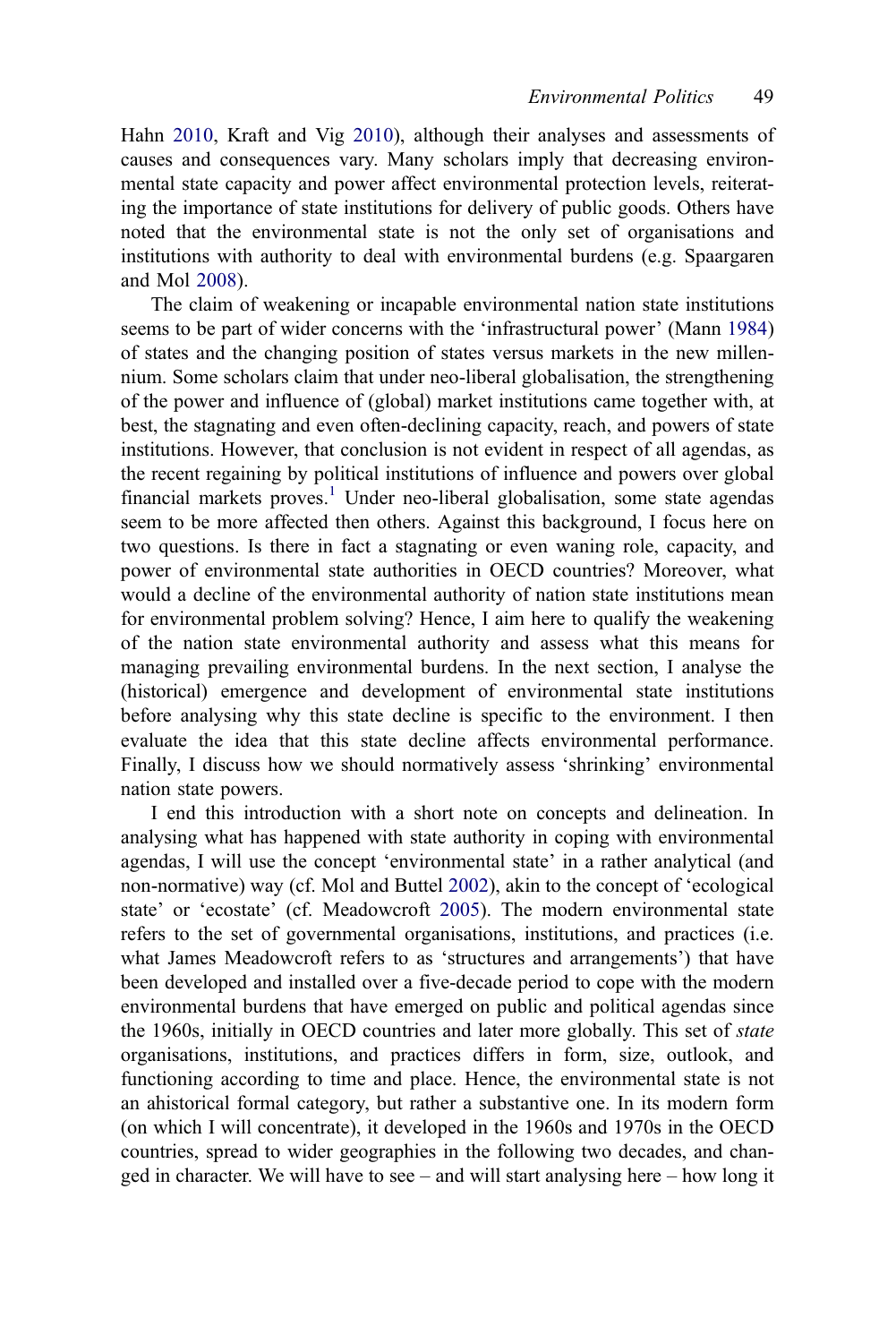Hahn 2010, Kraft and Vig 2010), although their analyses and assessments of causes and consequences vary. Many scholars imply that decreasing environmental state capacity and power affect environmental protection levels, reiterating the importance of state institutions for delivery of public goods. Others have noted that the environmental state is not the only set of organisations and institutions with authority to deal with environmental burdens (e.g. Spaargaren and Mol 2008).

The claim of weakening or incapable environmental nation state institutions seems to be part of wider concerns with the 'infrastructural power' (Mann 1984) of states and the changing position of states versus markets in the new millennium. Some scholars claim that under neo-liberal globalisation, the strengthening of the power and influence of (global) market institutions came together with, at best, the stagnating and even often-declining capacity, reach, and powers of state institutions. However, that conclusion is not evident in respect of all agendas, as the recent regaining by political institutions of influence and powers over global financial markets proves.[1] Under neo-liberal globalisation, some state agendas seem to be more affected then others. Against this background, I focus here on two questions. Is there in fact a stagnating or even waning role, capacity, and power of environmental state authorities in OECD countries? Moreover, what would a decline of the environmental authority of nation state institutions mean for environmental problem solving? Hence, I aim here to qualify the weakening of the nation state environmental authority and assess what this means for managing prevailing environmental burdens. In the next section, I analyse the (historical) emergence and development of environmental state institutions before analysing why this state decline is specific to the environment. I then evaluate the idea that this state decline affects environmental performance. Finally, I discuss how we should normatively assess 'shrinking' environmental nation state powers.

I end this introduction with a short note on concepts and delineation. In analysing what has happened with state authority in coping with environmental agendas, I will use the concept 'environmental state' in a rather analytical (and non-normative) way (cf. Mol and Buttel 2002), akin to the concept of 'ecological state' or 'ecostate' (cf. Meadowcroft 2005). The modern environmental state refers to the set of governmental organisations, institutions, and practices (i.e. what James Meadowcroft refers to as 'structures and arrangements') that have been developed and installed over a five-decade period to cope with the modern environmental burdens that have emerged on public and political agendas since the 1960s, initially in OECD countries and later more globally. This set of *state* organisations, institutions, and practices differs in form, size, outlook, and functioning according to time and place. Hence, the environmental state is not an ahistorical formal category, but rather a substantive one. In its modern form (on which I will concentrate), it developed in the 1960s and 1970s in the OECD countries, spread to wider geographies in the following two decades, and changed in character. We will have to see – and will start analysing here – how long it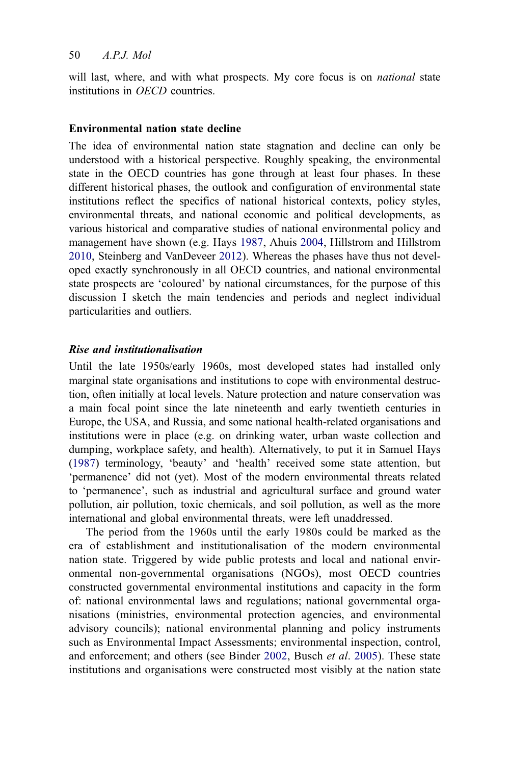will last, where, and with what prospects. My core focus is on *national* state institutions in *OECD* countries.

## Environmental nation state decline

The idea of environmental nation state stagnation and decline can only be understood with a historical perspective. Roughly speaking, the environmental state in the OECD countries has gone through at least four phases. In these different historical phases, the outlook and configuration of environmental state institutions reflect the specifics of national historical contexts, policy styles, environmental threats, and national economic and political developments, as various historical and comparative studies of national environmental policy and management have shown (e.g. Hays 1987, Ahuis 2004, Hillstrom and Hillstrom 2010, Steinberg and VanDeveer 2012). Whereas the phases have thus not developed exactly synchronously in all OECD countries, and national environmental state prospects are 'coloured' by national circumstances, for the purpose of this discussion I sketch the main tendencies and periods and neglect individual particularities and outliers.

### *Rise and institutionalisation*

Until the late 1950s/early 1960s, most developed states had installed only marginal state organisations and institutions to cope with environmental destruction, often initially at local levels. Nature protection and nature conservation was a main focal point since the late nineteenth and early twentieth centuries in Europe, the USA, and Russia, and some national health-related organisations and institutions were in place (e.g. on drinking water, urban waste collection and dumping, workplace safety, and health). Alternatively, to put it in Samuel Hays (1987) terminology, 'beauty' and 'health' received some state attention, but 'permanence' did not (yet). Most of the modern environmental threats related to 'permanence', such as industrial and agricultural surface and ground water pollution, air pollution, toxic chemicals, and soil pollution, as well as the more international and global environmental threats, were left unaddressed.

The period from the 1960s until the early 1980s could be marked as the era of establishment and institutionalisation of the modern environmental nation state. Triggered by wide public protests and local and national environmental non-governmental organisations (NGOs), most OECD countries constructed governmental environmental institutions and capacity in the form of: national environmental laws and regulations; national governmental organisations (ministries, environmental protection agencies, and environmental advisory councils); national environmental planning and policy instruments such as Environmental Impact Assessments; environmental inspection, control, and enforcement; and others (see Binder 2002, Busch *et al*. 2005). These state institutions and organisations were constructed most visibly at the nation state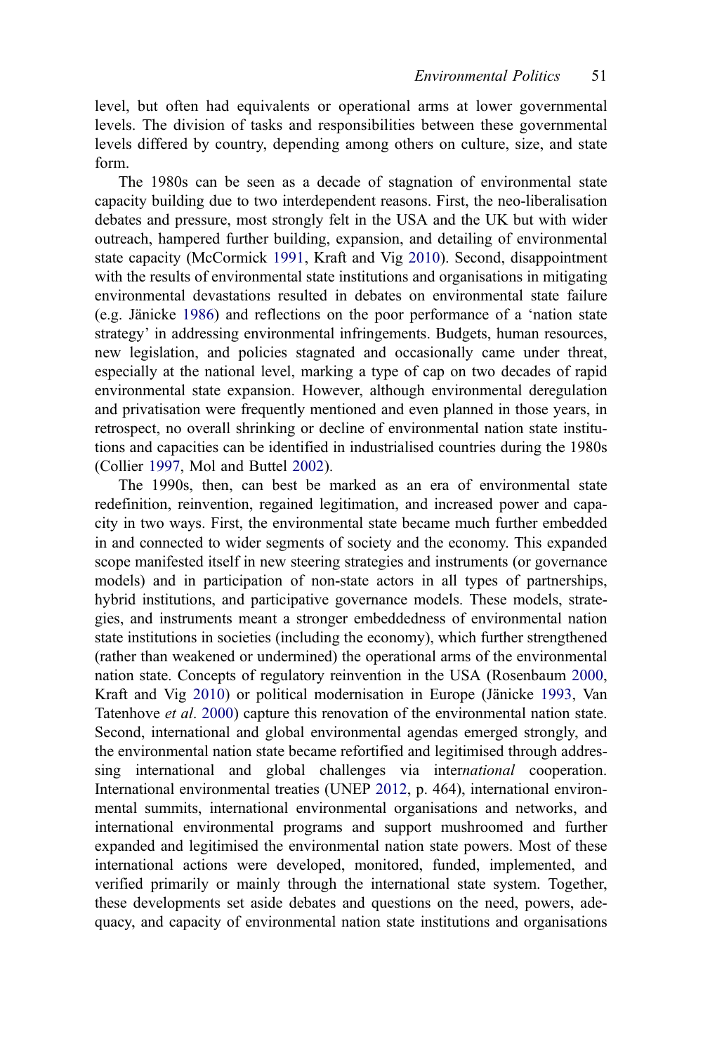level, but often had equivalents or operational arms at lower governmental levels. The division of tasks and responsibilities between these governmental levels differed by country, depending among others on culture, size, and state form.

The 1980s can be seen as a decade of stagnation of environmental state capacity building due to two interdependent reasons. First, the neo-liberalisation debates and pressure, most strongly felt in the USA and the UK but with wider outreach, hampered further building, expansion, and detailing of environmental state capacity (McCormick 1991, Kraft and Vig 2010). Second, disappointment with the results of environmental state institutions and organisations in mitigating environmental devastations resulted in debates on environmental state failure (e.g. Jänicke 1986) and reflections on the poor performance of a 'nation state strategy' in addressing environmental infringements. Budgets, human resources, new legislation, and policies stagnated and occasionally came under threat, especially at the national level, marking a type of cap on two decades of rapid environmental state expansion. However, although environmental deregulation and privatisation were frequently mentioned and even planned in those years, in retrospect, no overall shrinking or decline of environmental nation state institutions and capacities can be identified in industrialised countries during the 1980s (Collier 1997, Mol and Buttel 2002).

The 1990s, then, can best be marked as an era of environmental state redefinition, reinvention, regained legitimation, and increased power and capacity in two ways. First, the environmental state became much further embedded in and connected to wider segments of society and the economy. This expanded scope manifested itself in new steering strategies and instruments (or governance models) and in participation of non-state actors in all types of partnerships, hybrid institutions, and participative governance models. These models, strategies, and instruments meant a stronger embeddedness of environmental nation state institutions in societies (including the economy), which further strengthened (rather than weakened or undermined) the operational arms of the environmental nation state. Concepts of regulatory reinvention in the USA (Rosenbaum 2000, Kraft and Vig 2010) or political modernisation in Europe (Jänicke 1993, Van Tatenhove *et al*. 2000) capture this renovation of the environmental nation state. Second, international and global environmental agendas emerged strongly, and the environmental nation state became refortified and legitimised through addressing international and global challenges via inter*national* cooperation. International environmental treaties (UNEP 2012, p. 464), international environmental summits, international environmental organisations and networks, and international environmental programs and support mushroomed and further expanded and legitimised the environmental nation state powers. Most of these international actions were developed, monitored, funded, implemented, and verified primarily or mainly through the international state system. Together, these developments set aside debates and questions on the need, powers, adequacy, and capacity of environmental nation state institutions and organisations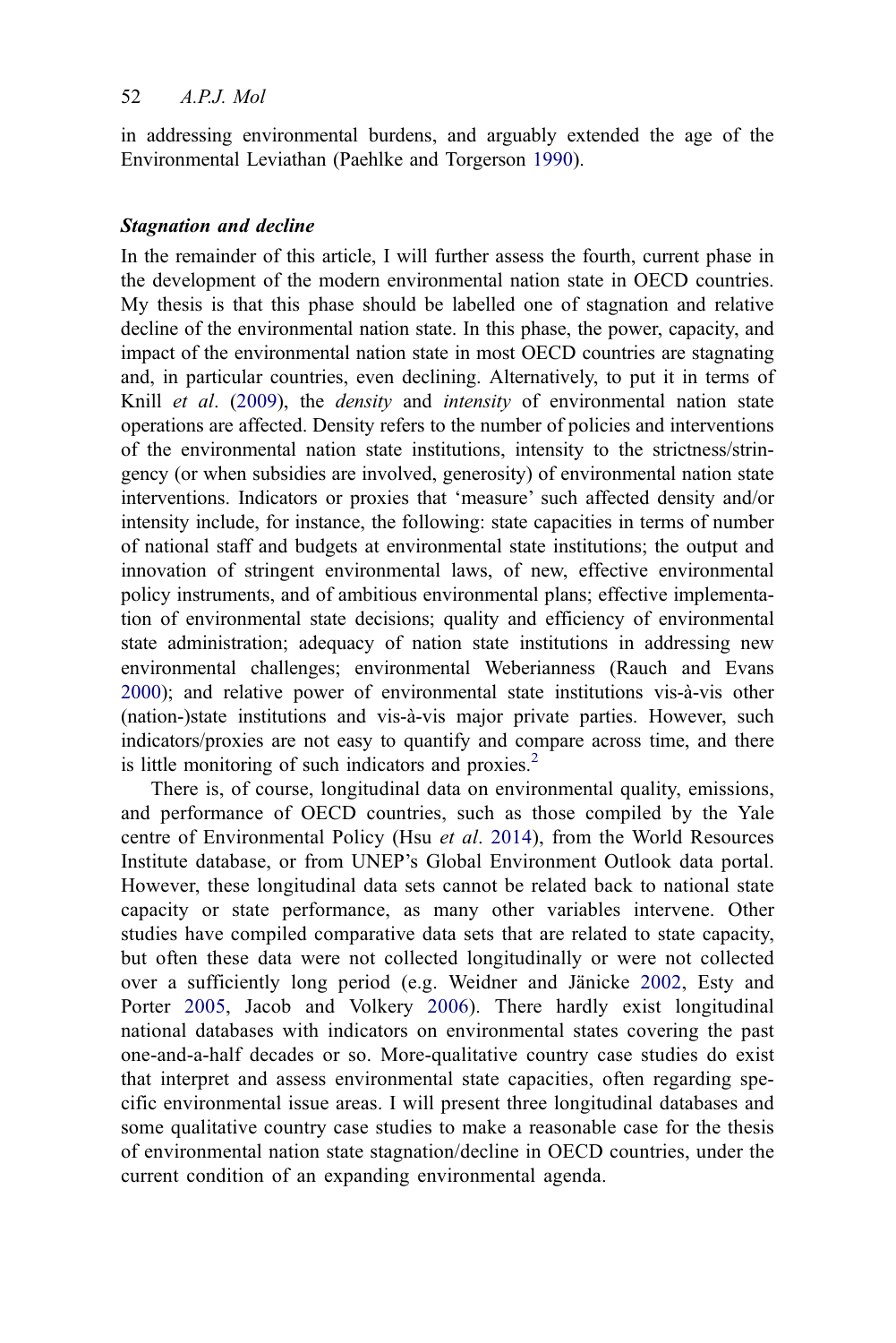in addressing environmental burdens, and arguably extended the age of the Environmental Leviathan (Paehlke and Torgerson 1990).

### ***Stagnation and decline***

In the remainder of this article, I will further assess the fourth, current phase in the development of the modern environmental nation state in OECD countries. My thesis is that this phase should be labelled one of stagnation and relative decline of the environmental nation state. In this phase, the power, capacity, and impact of the environmental nation state in most OECD countries are stagnating and, in particular countries, even declining. Alternatively, to put it in terms of Knill *et al*. (2009), the *density* and *intensity* of environmental nation state operations are affected. Density refers to the number of policies and interventions of the environmental nation state institutions, intensity to the strictness/stringency (or when subsidies are involved, generosity) of environmental nation state interventions. Indicators or proxies that 'measure' such affected density and/or intensity include, for instance, the following: state capacities in terms of number of national staff and budgets at environmental state institutions; the output and innovation of stringent environmental laws, of new, effective environmental policy instruments, and of ambitious environmental plans; effective implementation of environmental state decisions; quality and efficiency of environmental state administration; adequacy of nation state institutions in addressing new environmental challenges; environmental Weberianness (Rauch and Evans 2000); and relative power of environmental state institutions vis-à-vis other (nation-)state institutions and vis-à-vis major private parties. However, such indicators/proxies are not easy to quantify and compare across time, and there is little monitoring of such indicators and proxies.[2]

There is, of course, longitudinal data on environmental quality, emissions, and performance of OECD countries, such as those compiled by the Yale centre of Environmental Policy (Hsu *et al*. 2014), from the World Resources Institute database, or from UNEP's Global Environment Outlook data portal. However, these longitudinal data sets cannot be related back to national state capacity or state performance, as many other variables intervene. Other studies have compiled comparative data sets that are related to state capacity, but often these data were not collected longitudinally or were not collected over a sufficiently long period (e.g. Weidner and Jänicke 2002, Esty and Porter 2005, Jacob and Volkery 2006). There hardly exist longitudinal national databases with indicators on environmental states covering the past one-and-a-half decades or so. More-qualitative country case studies do exist that interpret and assess environmental state capacities, often regarding specific environmental issue areas. I will present three longitudinal databases and some qualitative country case studies to make a reasonable case for the thesis of environmental nation state stagnation/decline in OECD countries, under the current condition of an expanding environmental agenda.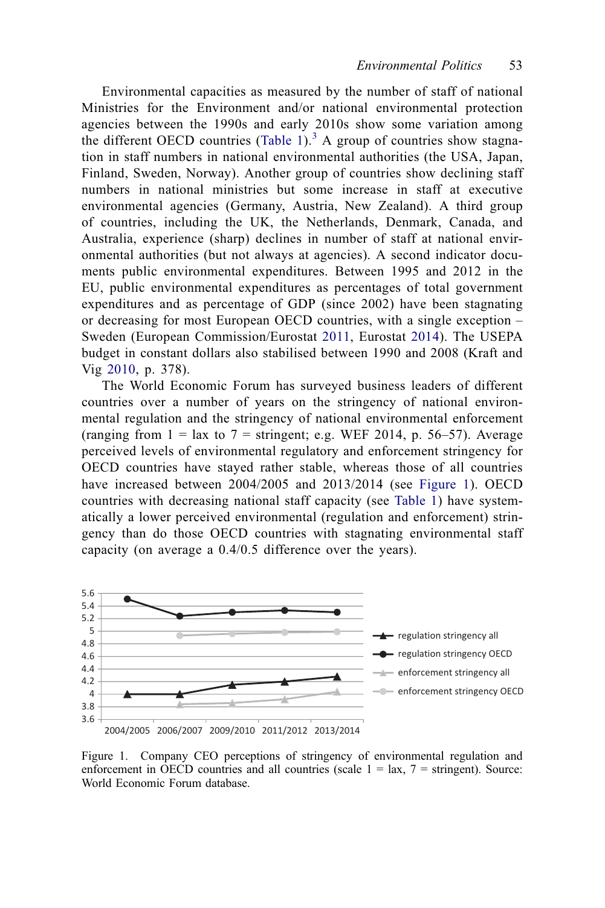Environmental capacities as measured by the number of staff of national Ministries for the Environment and/or national environmental protection agencies between the 1990s and early 2010s show some variation among the different OECD countries (Table 1).[3] A group of countries show stagnation in staff numbers in national environmental authorities (the USA, Japan, Finland, Sweden, Norway). Another group of countries show declining staff numbers in national ministries but some increase in staff at executive environmental agencies (Germany, Austria, New Zealand). A third group of countries, including the UK, the Netherlands, Denmark, Canada, and Australia, experience (sharp) declines in number of staff at national environmental authorities (but not always at agencies). A second indicator documents public environmental expenditures. Between 1995 and 2012 in the EU, public environmental expenditures as percentages of total government expenditures and as percentage of GDP (since 2002) have been stagnating or decreasing for most European OECD countries, with a single exception – Sweden (European Commission/Eurostat 2011, Eurostat 2014). The USEPA budget in constant dollars also stabilised between 1990 and 2008 (Kraft and Vig 2010, p. 378).

The World Economic Forum has surveyed business leaders of different countries over a number of years on the stringency of national environmental regulation and the stringency of national environmental enforcement (ranging from 1 = lax to 7 = stringent; e.g. WEF 2014, p. 56–57). Average perceived levels of environmental regulatory and enforcement stringency for OECD countries have stayed rather stable, whereas those of all countries have increased between 2004/2005 and 2013/2014 (see Figure 1). OECD countries with decreasing national staff capacity (see Table 1) have systematically a lower perceived environmental (regulation and enforcement) stringency than do those OECD countries with stagnating environmental staff capacity (on average a 0.4/0.5 difference over the years).

Figure 1. Company CEO perceptions of stringency of environmental regulation and enforcement in OECD countries and all countries (scale 1 = lax, 7 = stringent). Source: World Economic Forum database.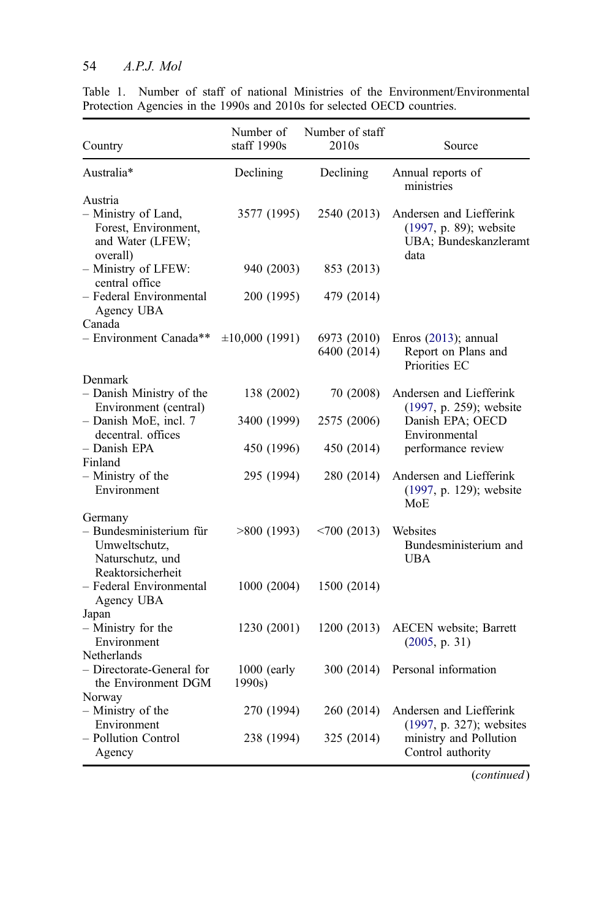Table 1. Number of staff of national Ministries of the Environment/Environmental Protection Agencies in the 1990s and 2010s for selected OECD countries.

| Country | Number of staff 1990s | Number of staff 2010s | Source |
| --- | --- | --- | --- |
| Australia* | Declining | Declining | Annual reports of ministries |
| Austria | | | |
| – Ministry of Land, Forest, Environment, and Water (LFEW; overall) | 3577 (1995) | 2540 (2013) | Andersen and Liefferink (1997, p. 89); website UBA; Bundeskanzleramt data |
| – Ministry of LFEW: central office | 940 (2003) | 853 (2013) | |
| – Federal Environmental Agency UBA | 200 (1995) | 479 (2014) | |
| Canada | | | |
| – Environment Canada** | ±10,000 (1991) | 6973 (2010) 6400 (2014) | Enros (2013); annual Report on Plans and Priorities EC |
| Denmark | | | |
| – Danish Ministry of the Environment (central) | 138 (2002) | 70 (2008) | Andersen and Liefferink (1997, p. 259); website Danish EPA; OECD Environmental performance review |
| – Danish MoE, incl. 7 decentral. offices | 3400 (1999) | 2575 (2006) | |
| – Danish EPA | 450 (1996) | 450 (2014) | |
| Finland | | | |
| – Ministry of the Environment | 295 (1994) | 280 (2014) | Andersen and Liefferink (1997, p. 129); website MoE |
| Germany | | | |
| – Bundesministerium für Umweltschutz, Naturschutz, und Reaktorsicherheit | >800 (1993) | <700 (2013) | Websites Bundesministerium and UBA |
| – Federal Environmental Agency UBA | 1000 (2004) | 1500 (2014) | |
| Japan | | | |
| – Ministry for the Environment | 1230 (2001) | 1200 (2013) | AECEN website; Barrett (2005, p. 31) |
| Netherlands | | | |
| – Directorate-General for the Environment DGM | 1000 (early 1990s) | 300 (2014) | Personal information |
| Norway | | | |
| – Ministry of the Environment | 270 (1994) | 260 (2014) | Andersen and Liefferink (1997, p. 327); websites ministry and Pollution Control authority |
| – Pollution Control Agency | 238 (1994) | 325 (2014) | |

(*continued*)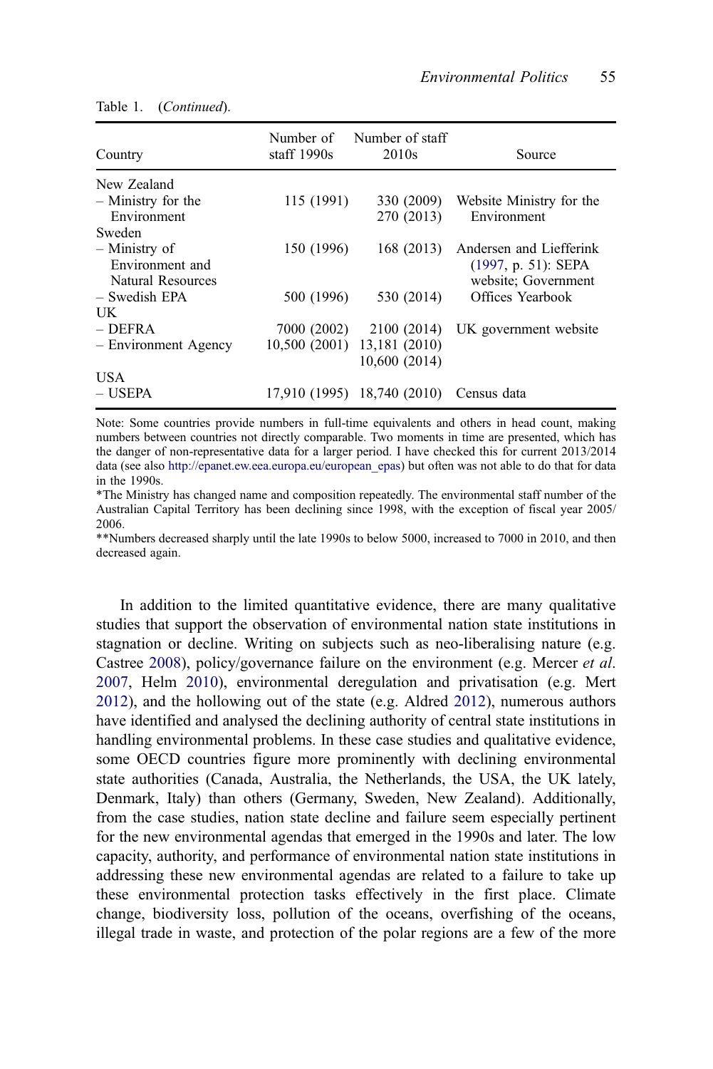Table 1. (*Continued*).

| Country | Number of staff 1990s | Number of staff 2010s | Source |
|---|---|---|---|
| New Zealand | | | |
| – Ministry for the Environment | 115 (1991) | 330 (2009) 270 (2013) | Website Ministry for the Environment |
| Sweden | | | |
| – Ministry of Environment and Natural Resources | 150 (1996) | 168 (2013) | Andersen and Liefferink (1997, p. 51): SEPA website; Government Offices Yearbook |
| – Swedish EPA | 500 (1996) | 530 (2014) | |
| UK | | | |
| – DEFRA | 7000 (2002) | 2100 (2014) | UK government website |
| – Environment Agency | 10,500 (2001) | 13,181 (2010) 10,600 (2014) | |
| USA | | | |
| – USEPA | 17,910 (1995) | 18,740 (2010) | Census data |

Note: Some countries provide numbers in full-time equivalents and others in head count, making numbers between countries not directly comparable. Two moments in time are presented, which has the danger of non-representative data for a larger period. I have checked this for current 2013/2014 data (see also http://epanet.ew.eea.europa.eu/european_epas) but often was not able to do that for data in the 1990s.

*The Ministry has changed name and composition repeatedly. The environmental staff number of the Australian Capital Territory has been declining since 1998, with the exception of fiscal year 2005/2006.

**Numbers decreased sharply until the late 1990s to below 5000, increased to 7000 in 2010, and then decreased again.

In addition to the limited quantitative evidence, there are many qualitative studies that support the observation of environmental nation state institutions in stagnation or decline. Writing on subjects such as neo-liberalising nature (e.g. Castree 2008), policy/governance failure on the environment (e.g. Mercer *et al*. 2007, Helm 2010), environmental deregulation and privatisation (e.g. Mert 2012), and the hollowing out of the state (e.g. Aldred 2012), numerous authors have identified and analysed the declining authority of central state institutions in handling environmental problems. In these case studies and qualitative evidence, some OECD countries figure more prominently with declining environmental state authorities (Canada, Australia, the Netherlands, the USA, the UK lately, Denmark, Italy) than others (Germany, Sweden, New Zealand). Additionally, from the case studies, nation state decline and failure seem especially pertinent for the new environmental agendas that emerged in the 1990s and later. The low capacity, authority, and performance of environmental nation state institutions in addressing these new environmental agendas are related to a failure to take up these environmental protection tasks effectively in the first place. Climate change, biodiversity loss, pollution of the oceans, overfishing of the oceans, illegal trade in waste, and protection of the polar regions are a few of the more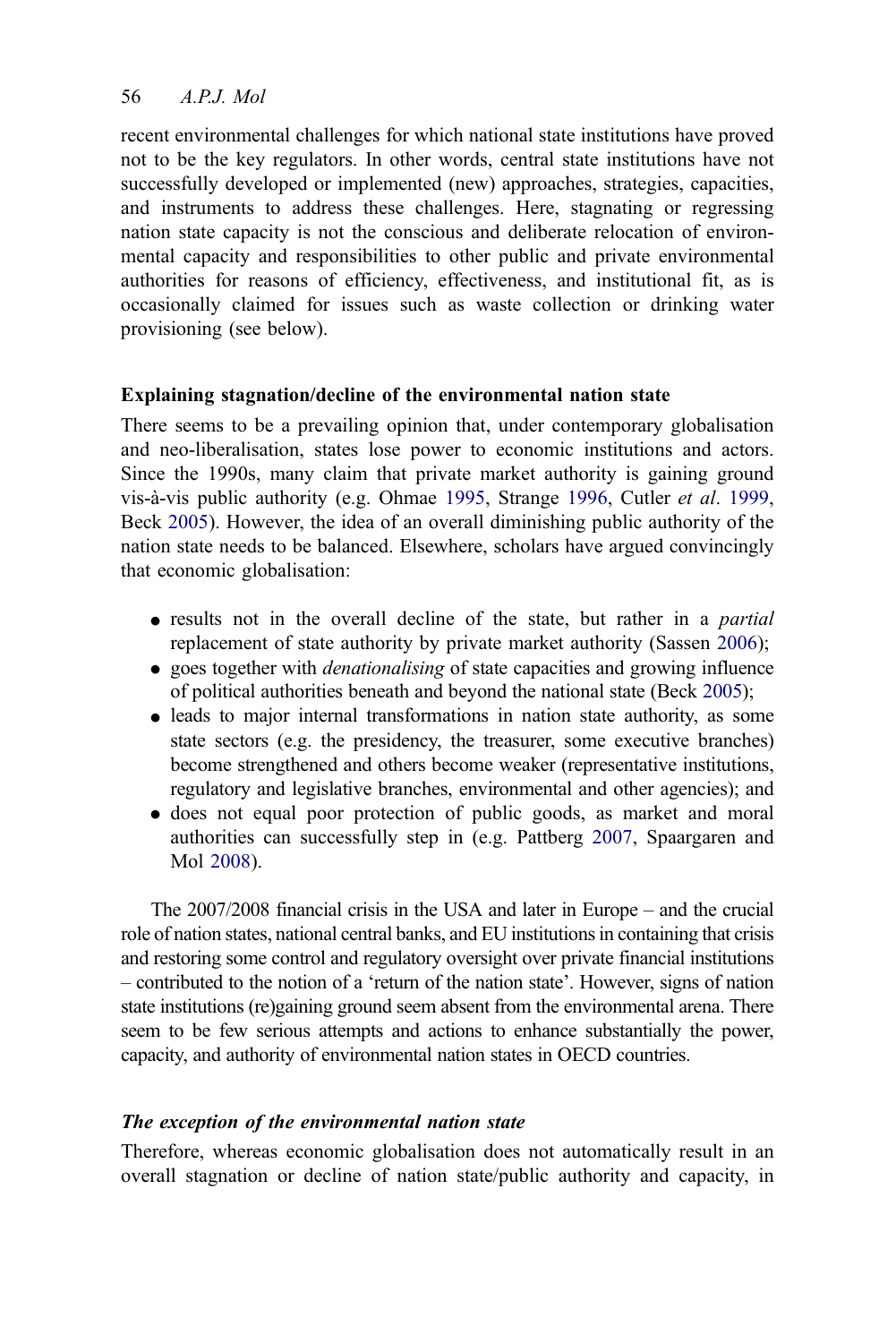recent environmental challenges for which national state institutions have proved not to be the key regulators. In other words, central state institutions have not successfully developed or implemented (new) approaches, strategies, capacities, and instruments to address these challenges. Here, stagnating or regressing nation state capacity is not the conscious and deliberate relocation of environmental capacity and responsibilities to other public and private environmental authorities for reasons of efficiency, effectiveness, and institutional fit, as is occasionally claimed for issues such as waste collection or drinking water provisioning (see below).

### Explaining stagnation/decline of the environmental nation state

There seems to be a prevailing opinion that, under contemporary globalisation and neo-liberalisation, states lose power to economic institutions and actors. Since the 1990s, many claim that private market authority is gaining ground vis-à-vis public authority (e.g. Ohmae 1995, Strange 1996, Cutler *et al*. 1999, Beck 2005). However, the idea of an overall diminishing public authority of the nation state needs to be balanced. Elsewhere, scholars have argued convincingly that economic globalisation:

- results not in the overall decline of the state, but rather in a *partial* replacement of state authority by private market authority (Sassen 2006);
- goes together with *denationalising* of state capacities and growing influence of political authorities beneath and beyond the national state (Beck 2005);
- leads to major internal transformations in nation state authority, as some state sectors (e.g. the presidency, the treasurer, some executive branches) become strengthened and others become weaker (representative institutions, regulatory and legislative branches, environmental and other agencies); and
- does not equal poor protection of public goods, as market and moral authorities can successfully step in (e.g. Pattberg 2007, Spaargaren and Mol 2008).

The 2007/2008 financial crisis in the USA and later in Europe – and the crucial role of nation states, national central banks, and EU institutions in containing that crisis and restoring some control and regulatory oversight over private financial institutions – contributed to the notion of a 'return of the nation state'. However, signs of nation state institutions (re)gaining ground seem absent from the environmental arena. There seem to be few serious attempts and actions to enhance substantially the power, capacity, and authority of environmental nation states in OECD countries.

#### *The exception of the environmental nation state*

Therefore, whereas economic globalisation does not automatically result in an overall stagnation or decline of nation state/public authority and capacity, in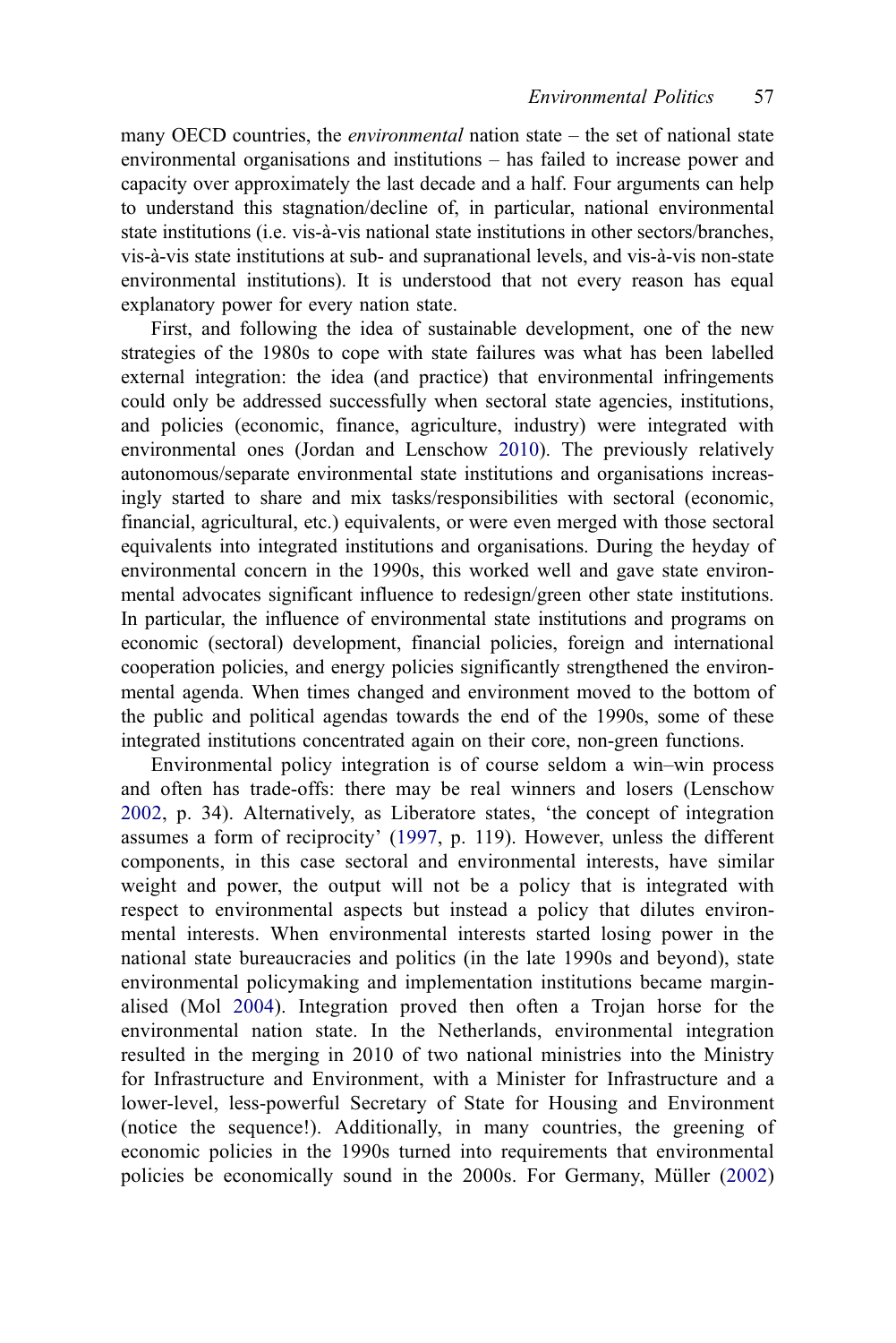many OECD countries, the *environmental* nation state – the set of national state environmental organisations and institutions – has failed to increase power and capacity over approximately the last decade and a half. Four arguments can help to understand this stagnation/decline of, in particular, national environmental state institutions (i.e. vis-à-vis national state institutions in other sectors/branches, vis-à-vis state institutions at sub- and supranational levels, and vis-à-vis non-state environmental institutions). It is understood that not every reason has equal explanatory power for every nation state.

First, and following the idea of sustainable development, one of the new strategies of the 1980s to cope with state failures was what has been labelled external integration: the idea (and practice) that environmental infringements could only be addressed successfully when sectoral state agencies, institutions, and policies (economic, finance, agriculture, industry) were integrated with environmental ones (Jordan and Lenschow 2010). The previously relatively autonomous/separate environmental state institutions and organisations increasingly started to share and mix tasks/responsibilities with sectoral (economic, financial, agricultural, etc.) equivalents, or were even merged with those sectoral equivalents into integrated institutions and organisations. During the heyday of environmental concern in the 1990s, this worked well and gave state environmental advocates significant influence to redesign/green other state institutions. In particular, the influence of environmental state institutions and programs on economic (sectoral) development, financial policies, foreign and international cooperation policies, and energy policies significantly strengthened the environmental agenda. When times changed and environment moved to the bottom of the public and political agendas towards the end of the 1990s, some of these integrated institutions concentrated again on their core, non-green functions.

Environmental policy integration is of course seldom a win–win process and often has trade-offs: there may be real winners and losers (Lenschow 2002, p. 34). Alternatively, as Liberatore states, 'the concept of integration assumes a form of reciprocity' (1997, p. 119). However, unless the different components, in this case sectoral and environmental interests, have similar weight and power, the output will not be a policy that is integrated with respect to environmental aspects but instead a policy that dilutes environmental interests. When environmental interests started losing power in the national state bureaucracies and politics (in the late 1990s and beyond), state environmental policymaking and implementation institutions became marginalised (Mol 2004). Integration proved then often a Trojan horse for the environmental nation state. In the Netherlands, environmental integration resulted in the merging in 2010 of two national ministries into the Ministry for Infrastructure and Environment, with a Minister for Infrastructure and a lower-level, less-powerful Secretary of State for Housing and Environment (notice the sequence!). Additionally, in many countries, the greening of economic policies in the 1990s turned into requirements that environmental policies be economically sound in the 2000s. For Germany, Müller (2002)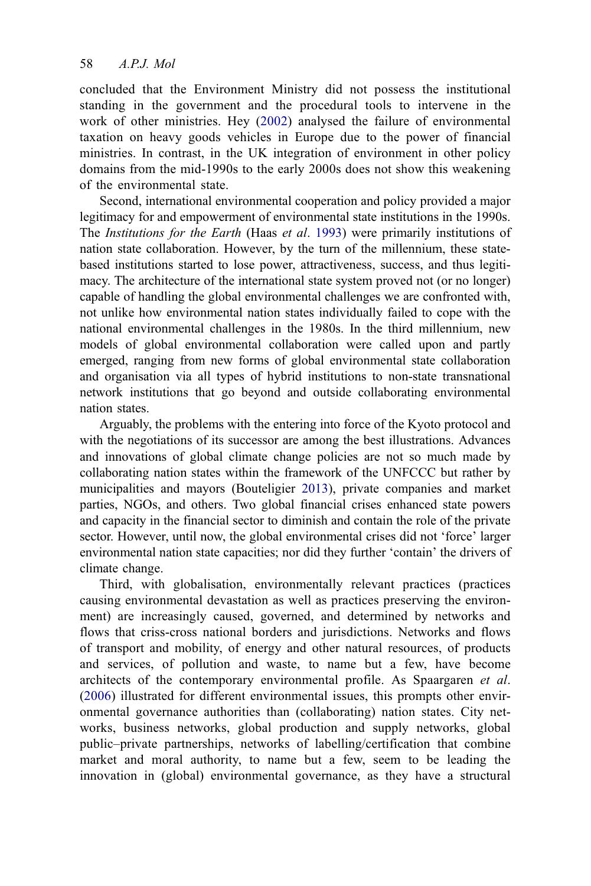concluded that the Environment Ministry did not possess the institutional standing in the government and the procedural tools to intervene in the work of other ministries. Hey (2002) analysed the failure of environmental taxation on heavy goods vehicles in Europe due to the power of financial ministries. In contrast, in the UK integration of environment in other policy domains from the mid-1990s to the early 2000s does not show this weakening of the environmental state.

Second, international environmental cooperation and policy provided a major legitimacy for and empowerment of environmental state institutions in the 1990s. The *Institutions for the Earth* (Haas *et al*. 1993) were primarily institutions of nation state collaboration. However, by the turn of the millennium, these state-based institutions started to lose power, attractiveness, success, and thus legitimacy. The architecture of the international state system proved not (or no longer) capable of handling the global environmental challenges we are confronted with, not unlike how environmental nation states individually failed to cope with the national environmental challenges in the 1980s. In the third millennium, new models of global environmental collaboration were called upon and partly emerged, ranging from new forms of global environmental state collaboration and organisation via all types of hybrid institutions to non-state transnational network institutions that go beyond and outside collaborating environmental nation states.

Arguably, the problems with the entering into force of the Kyoto protocol and with the negotiations of its successor are among the best illustrations. Advances and innovations of global climate change policies are not so much made by collaborating nation states within the framework of the UNFCCC but rather by municipalities and mayors (Bouteligier 2013), private companies and market parties, NGOs, and others. Two global financial crises enhanced state powers and capacity in the financial sector to diminish and contain the role of the private sector. However, until now, the global environmental crises did not 'force' larger environmental nation state capacities; nor did they further 'contain' the drivers of climate change.

Third, with globalisation, environmentally relevant practices (practices causing environmental devastation as well as practices preserving the environment) are increasingly caused, governed, and determined by networks and flows that criss-cross national borders and jurisdictions. Networks and flows of transport and mobility, of energy and other natural resources, of products and services, of pollution and waste, to name but a few, have become architects of the contemporary environmental profile. As Spaargaren *et al*. (2006) illustrated for different environmental issues, this prompts other environmental governance authorities than (collaborating) nation states. City networks, business networks, global production and supply networks, global public–private partnerships, networks of labelling/certification that combine market and moral authority, to name but a few, seem to be leading the innovation in (global) environmental governance, as they have a structural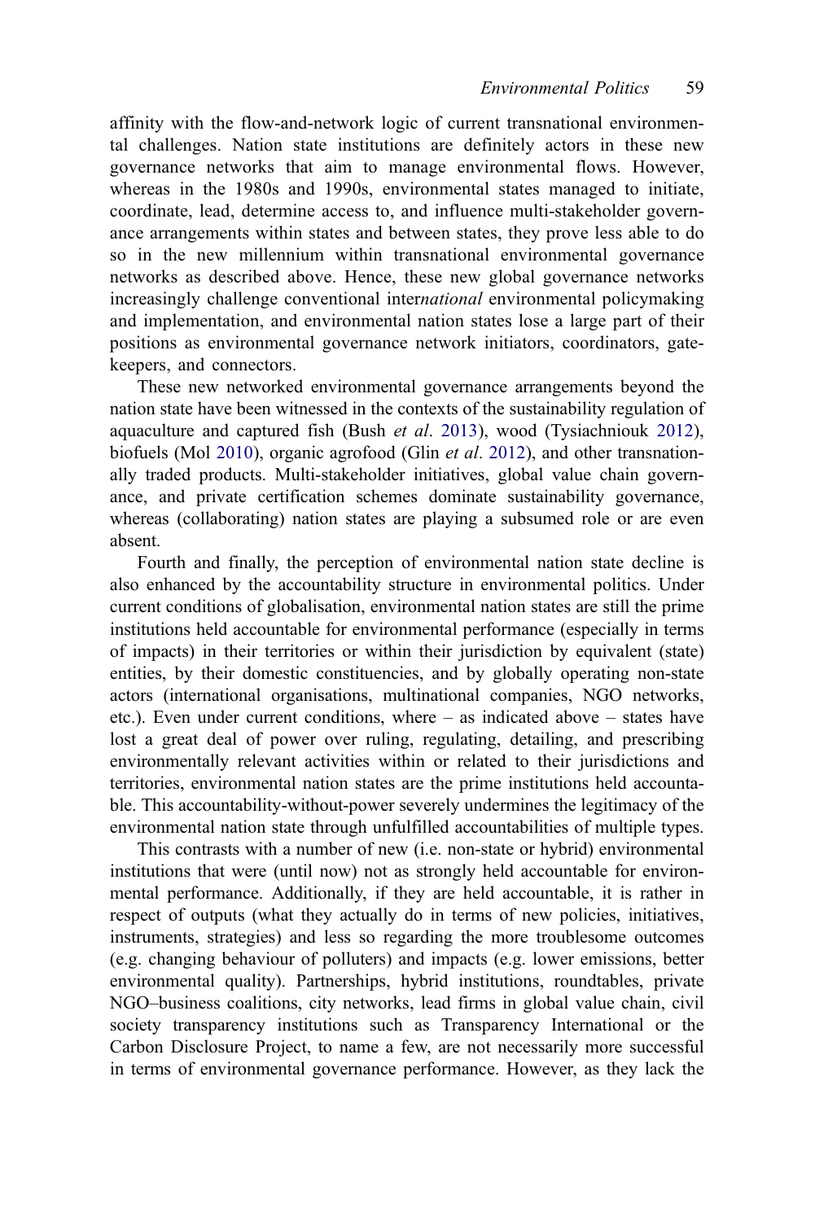affinity with the flow-and-network logic of current transnational environmental challenges. Nation state institutions are definitely actors in these new governance networks that aim to manage environmental flows. However, whereas in the 1980s and 1990s, environmental states managed to initiate, coordinate, lead, determine access to, and influence multi-stakeholder governance arrangements within states and between states, they prove less able to do so in the new millennium within transnational environmental governance networks as described above. Hence, these new global governance networks increasingly challenge conventional inter*national* environmental policymaking and implementation, and environmental nation states lose a large part of their positions as environmental governance network initiators, coordinators, gatekeepers, and connectors.

These new networked environmental governance arrangements beyond the nation state have been witnessed in the contexts of the sustainability regulation of aquaculture and captured fish (Bush *et al*. 2013), wood (Tysiachniouk 2012), biofuels (Mol 2010), organic agrofood (Glin *et al*. 2012), and other transnationally traded products. Multi-stakeholder initiatives, global value chain governance, and private certification schemes dominate sustainability governance, whereas (collaborating) nation states are playing a subsumed role or are even absent.

Fourth and finally, the perception of environmental nation state decline is also enhanced by the accountability structure in environmental politics. Under current conditions of globalisation, environmental nation states are still the prime institutions held accountable for environmental performance (especially in terms of impacts) in their territories or within their jurisdiction by equivalent (state) entities, by their domestic constituencies, and by globally operating non-state actors (international organisations, multinational companies, NGO networks, etc.). Even under current conditions, where – as indicated above – states have lost a great deal of power over ruling, regulating, detailing, and prescribing environmentally relevant activities within or related to their jurisdictions and territories, environmental nation states are the prime institutions held accountable. This accountability-without-power severely undermines the legitimacy of the environmental nation state through unfulfilled accountabilities of multiple types.

This contrasts with a number of new (i.e. non-state or hybrid) environmental institutions that were (until now) not as strongly held accountable for environmental performance. Additionally, if they are held accountable, it is rather in respect of outputs (what they actually do in terms of new policies, initiatives, instruments, strategies) and less so regarding the more troublesome outcomes (e.g. changing behaviour of polluters) and impacts (e.g. lower emissions, better environmental quality). Partnerships, hybrid institutions, roundtables, private NGO–business coalitions, city networks, lead firms in global value chain, civil society transparency institutions such as Transparency International or the Carbon Disclosure Project, to name a few, are not necessarily more successful in terms of environmental governance performance. However, as they lack the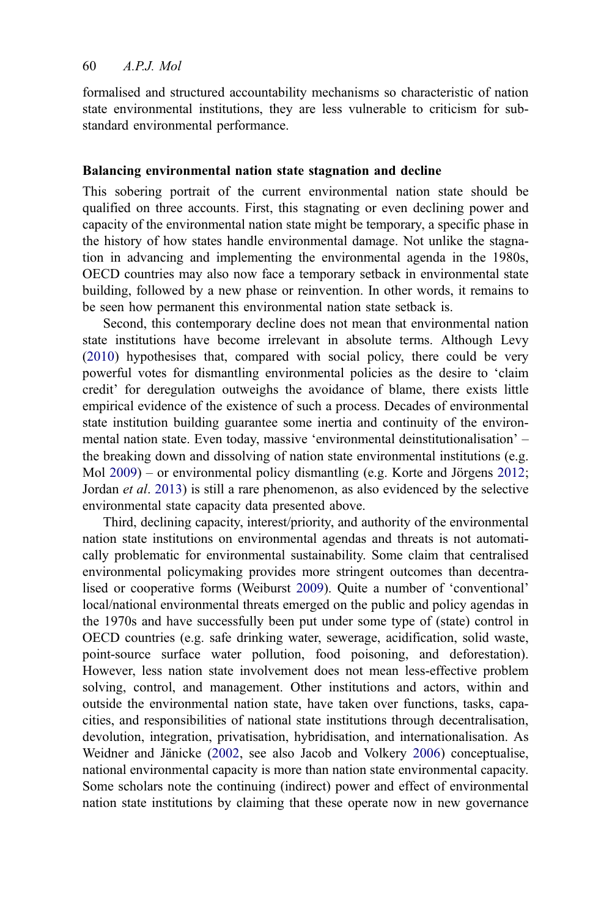formalised and structured accountability mechanisms so characteristic of nation state environmental institutions, they are less vulnerable to criticism for substandard environmental performance.

## Balancing environmental nation state stagnation and decline

This sobering portrait of the current environmental nation state should be qualified on three accounts. First, this stagnating or even declining power and capacity of the environmental nation state might be temporary, a specific phase in the history of how states handle environmental damage. Not unlike the stagnation in advancing and implementing the environmental agenda in the 1980s, OECD countries may also now face a temporary setback in environmental state building, followed by a new phase or reinvention. In other words, it remains to be seen how permanent this environmental nation state setback is.

Second, this contemporary decline does not mean that environmental nation state institutions have become irrelevant in absolute terms. Although Levy (2010) hypothesises that, compared with social policy, there could be very powerful votes for dismantling environmental policies as the desire to 'claim credit' for deregulation outweighs the avoidance of blame, there exists little empirical evidence of the existence of such a process. Decades of environmental state institution building guarantee some inertia and continuity of the environmental nation state. Even today, massive 'environmental deinstitutionalisation' – the breaking down and dissolving of nation state environmental institutions (e.g. Mol 2009) – or environmental policy dismantling (e.g. Korte and Jörgens 2012; Jordan *et al*. 2013) is still a rare phenomenon, as also evidenced by the selective environmental state capacity data presented above.

Third, declining capacity, interest/priority, and authority of the environmental nation state institutions on environmental agendas and threats is not automatically problematic for environmental sustainability. Some claim that centralised environmental policymaking provides more stringent outcomes than decentralised or cooperative forms (Weiburst 2009). Quite a number of 'conventional' local/national environmental threats emerged on the public and policy agendas in the 1970s and have successfully been put under some type of (state) control in OECD countries (e.g. safe drinking water, sewerage, acidification, solid waste, point-source surface water pollution, food poisoning, and deforestation). However, less nation state involvement does not mean less-effective problem solving, control, and management. Other institutions and actors, within and outside the environmental nation state, have taken over functions, tasks, capacities, and responsibilities of national state institutions through decentralisation, devolution, integration, privatisation, hybridisation, and internationalisation. As Weidner and Jänicke (2002, see also Jacob and Volkery 2006) conceptualise, national environmental capacity is more than nation state environmental capacity. Some scholars note the continuing (indirect) power and effect of environmental nation state institutions by claiming that these operate now in new governance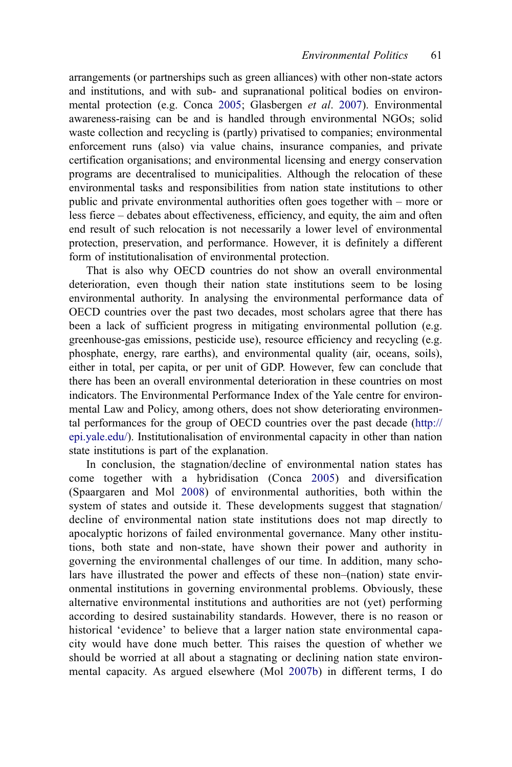arrangements (or partnerships such as green alliances) with other non-state actors and institutions, and with sub- and supranational political bodies on environmental protection (e.g. Conca 2005; Glasbergen *et al*. 2007). Environmental awareness-raising can be and is handled through environmental NGOs; solid waste collection and recycling is (partly) privatised to companies; environmental enforcement runs (also) via value chains, insurance companies, and private certification organisations; and environmental licensing and energy conservation programs are decentralised to municipalities. Although the relocation of these environmental tasks and responsibilities from nation state institutions to other public and private environmental authorities often goes together with – more or less fierce – debates about effectiveness, efficiency, and equity, the aim and often end result of such relocation is not necessarily a lower level of environmental protection, preservation, and performance. However, it is definitely a different form of institutionalisation of environmental protection.

That is also why OECD countries do not show an overall environmental deterioration, even though their nation state institutions seem to be losing environmental authority. In analysing the environmental performance data of OECD countries over the past two decades, most scholars agree that there has been a lack of sufficient progress in mitigating environmental pollution (e.g. greenhouse-gas emissions, pesticide use), resource efficiency and recycling (e.g. phosphate, energy, rare earths), and environmental quality (air, oceans, soils), either in total, per capita, or per unit of GDP. However, few can conclude that there has been an overall environmental deterioration in these countries on most indicators. The Environmental Performance Index of the Yale centre for environmental Law and Policy, among others, does not show deteriorating environmental performances for the group of OECD countries over the past decade (http://epi.yale.edu/). Institutionalisation of environmental capacity in other than nation state institutions is part of the explanation.

In conclusion, the stagnation/decline of environmental nation states has come together with a hybridisation (Conca 2005) and diversification (Spaargaren and Mol 2008) of environmental authorities, both within the system of states and outside it. These developments suggest that stagnation/decline of environmental nation state institutions does not map directly to apocalyptic horizons of failed environmental governance. Many other institutions, both state and non-state, have shown their power and authority in governing the environmental challenges of our time. In addition, many scholars have illustrated the power and effects of these non–(nation) state environmental institutions in governing environmental problems. Obviously, these alternative environmental institutions and authorities are not (yet) performing according to desired sustainability standards. However, there is no reason or historical 'evidence' to believe that a larger nation state environmental capacity would have done much better. This raises the question of whether we should be worried at all about a stagnating or declining nation state environmental capacity. As argued elsewhere (Mol 2007b) in different terms, I do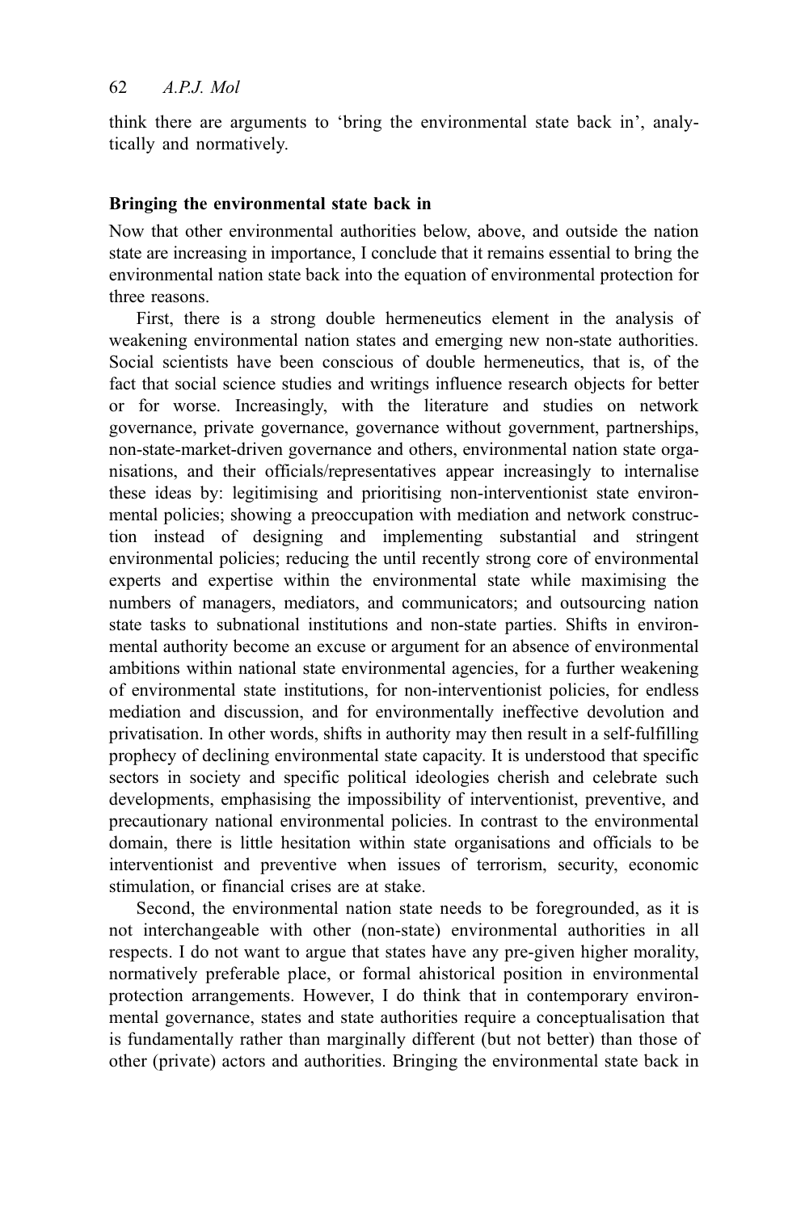think there are arguments to 'bring the environmental state back in', analytically and normatively.

## Bringing the environmental state back in

Now that other environmental authorities below, above, and outside the nation state are increasing in importance, I conclude that it remains essential to bring the environmental nation state back into the equation of environmental protection for three reasons.

First, there is a strong double hermeneutics element in the analysis of weakening environmental nation states and emerging new non-state authorities. Social scientists have been conscious of double hermeneutics, that is, of the fact that social science studies and writings influence research objects for better or for worse. Increasingly, with the literature and studies on network governance, private governance, governance without government, partnerships, non-state-market-driven governance and others, environmental nation state organisations, and their officials/representatives appear increasingly to internalise these ideas by: legitimising and prioritising non-interventionist state environmental policies; showing a preoccupation with mediation and network construction instead of designing and implementing substantial and stringent environmental policies; reducing the until recently strong core of environmental experts and expertise within the environmental state while maximising the numbers of managers, mediators, and communicators; and outsourcing nation state tasks to subnational institutions and non-state parties. Shifts in environmental authority become an excuse or argument for an absence of environmental ambitions within national state environmental agencies, for a further weakening of environmental state institutions, for non-interventionist policies, for endless mediation and discussion, and for environmentally ineffective devolution and privatisation. In other words, shifts in authority may then result in a self-fulfilling prophecy of declining environmental state capacity. It is understood that specific sectors in society and specific political ideologies cherish and celebrate such developments, emphasising the impossibility of interventionist, preventive, and precautionary national environmental policies. In contrast to the environmental domain, there is little hesitation within state organisations and officials to be interventionist and preventive when issues of terrorism, security, economic stimulation, or financial crises are at stake.

Second, the environmental nation state needs to be foregrounded, as it is not interchangeable with other (non-state) environmental authorities in all respects. I do not want to argue that states have any pre-given higher morality, normatively preferable place, or formal ahistorical position in environmental protection arrangements. However, I do think that in contemporary environmental governance, states and state authorities require a conceptualisation that is fundamentally rather than marginally different (but not better) than those of other (private) actors and authorities. Bringing the environmental state back in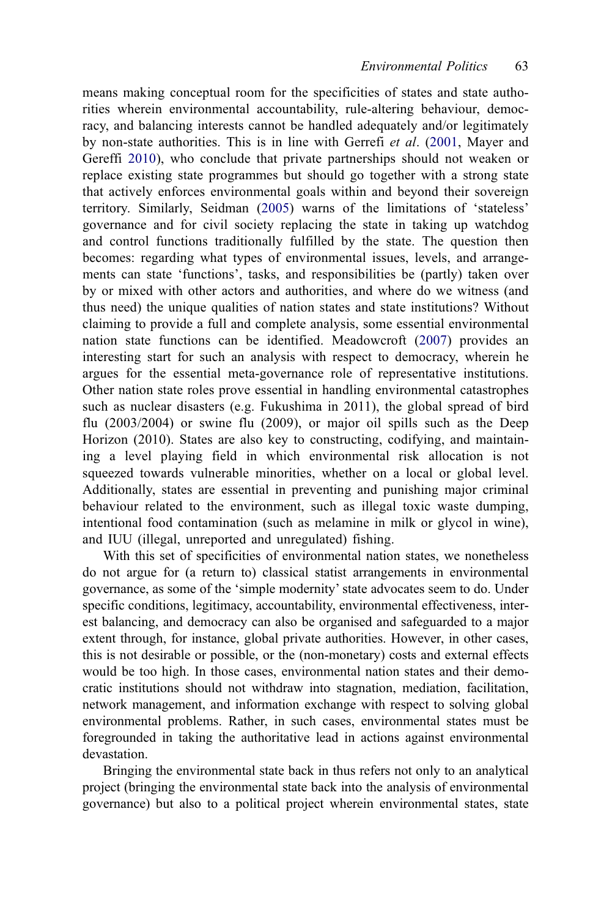means making conceptual room for the specificities of states and state authorities wherein environmental accountability, rule-altering behaviour, democracy, and balancing interests cannot be handled adequately and/or legitimately by non-state authorities. This is in line with Gerrefi *et al*. (2001, Mayer and Gereffi 2010), who conclude that private partnerships should not weaken or replace existing state programmes but should go together with a strong state that actively enforces environmental goals within and beyond their sovereign territory. Similarly, Seidman (2005) warns of the limitations of 'stateless' governance and for civil society replacing the state in taking up watchdog and control functions traditionally fulfilled by the state. The question then becomes: regarding what types of environmental issues, levels, and arrangements can state 'functions', tasks, and responsibilities be (partly) taken over by or mixed with other actors and authorities, and where do we witness (and thus need) the unique qualities of nation states and state institutions? Without claiming to provide a full and complete analysis, some essential environmental nation state functions can be identified. Meadowcroft (2007) provides an interesting start for such an analysis with respect to democracy, wherein he argues for the essential meta-governance role of representative institutions. Other nation state roles prove essential in handling environmental catastrophes such as nuclear disasters (e.g. Fukushima in 2011), the global spread of bird flu (2003/2004) or swine flu (2009), or major oil spills such as the Deep Horizon (2010). States are also key to constructing, codifying, and maintaining a level playing field in which environmental risk allocation is not squeezed towards vulnerable minorities, whether on a local or global level. Additionally, states are essential in preventing and punishing major criminal behaviour related to the environment, such as illegal toxic waste dumping, intentional food contamination (such as melamine in milk or glycol in wine), and IUU (illegal, unreported and unregulated) fishing.

With this set of specificities of environmental nation states, we nonetheless do not argue for (a return to) classical statist arrangements in environmental governance, as some of the 'simple modernity' state advocates seem to do. Under specific conditions, legitimacy, accountability, environmental effectiveness, interest balancing, and democracy can also be organised and safeguarded to a major extent through, for instance, global private authorities. However, in other cases, this is not desirable or possible, or the (non-monetary) costs and external effects would be too high. In those cases, environmental nation states and their democratic institutions should not withdraw into stagnation, mediation, facilitation, network management, and information exchange with respect to solving global environmental problems. Rather, in such cases, environmental states must be foregrounded in taking the authoritative lead in actions against environmental devastation.

Bringing the environmental state back in thus refers not only to an analytical project (bringing the environmental state back into the analysis of environmental governance) but also to a political project wherein environmental states, state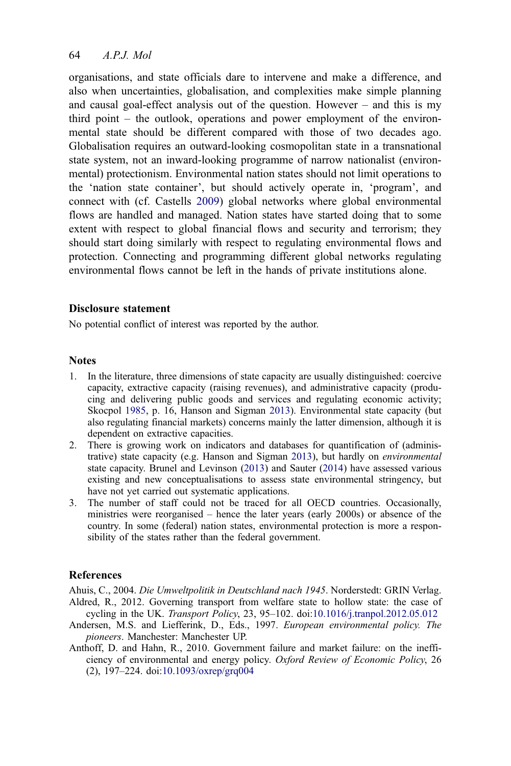organisations, and state officials dare to intervene and make a difference, and also when uncertainties, globalisation, and complexities make simple planning and causal goal-effect analysis out of the question. However – and this is my third point – the outlook, operations and power employment of the environmental state should be different compared with those of two decades ago. Globalisation requires an outward-looking cosmopolitan state in a transnational state system, not an inward-looking programme of narrow nationalist (environmental) protectionism. Environmental nation states should not limit operations to the 'nation state container', but should actively operate in, 'program', and connect with (cf. Castells 2009) global networks where global environmental flows are handled and managed. Nation states have started doing that to some extent with respect to global financial flows and security and terrorism; they should start doing similarly with respect to regulating environmental flows and protection. Connecting and programming different global networks regulating environmental flows cannot be left in the hands of private institutions alone.

### Disclosure statement

No potential conflict of interest was reported by the author.

### Notes

1. In the literature, three dimensions of state capacity are usually distinguished: coercive capacity, extractive capacity (raising revenues), and administrative capacity (producing and delivering public goods and services and regulating economic activity; Skocpol 1985, p. 16, Hanson and Sigman 2013). Environmental state capacity (but also regulating financial markets) concerns mainly the latter dimension, although it is dependent on extractive capacities.
2. There is growing work on indicators and databases for quantification of (administrative) state capacity (e.g. Hanson and Sigman 2013), but hardly on *environmental* state capacity. Brunel and Levinson (2013) and Sauter (2014) have assessed various existing and new conceptualisations to assess state environmental stringency, but have not yet carried out systematic applications.
3. The number of staff could not be traced for all OECD countries. Occasionally, ministries were reorganised – hence the later years (early 2000s) or absence of the country. In some (federal) nation states, environmental protection is more a responsibility of the states rather than the federal government.

### References

Ahuis, C., 2004. *Die Umweltpolitik in Deutschland nach 1945*. Norderstedt: GRIN Verlag.

Aldred, R., 2012. Governing transport from welfare state to hollow state: the case of cycling in the UK. *Transport Policy*, 23, 95–102. doi:10.1016/j.tranpol.2012.05.012

Andersen, M.S. and Liefferink, D., Eds., 1997. *European environmental policy. The pioneers*. Manchester: Manchester UP.

Anthoff, D. and Hahn, R., 2010. Government failure and market failure: on the inefficiency of environmental and energy policy. *Oxford Review of Economic Policy*, 26 (2), 197–224. doi:10.1093/oxrep/grq004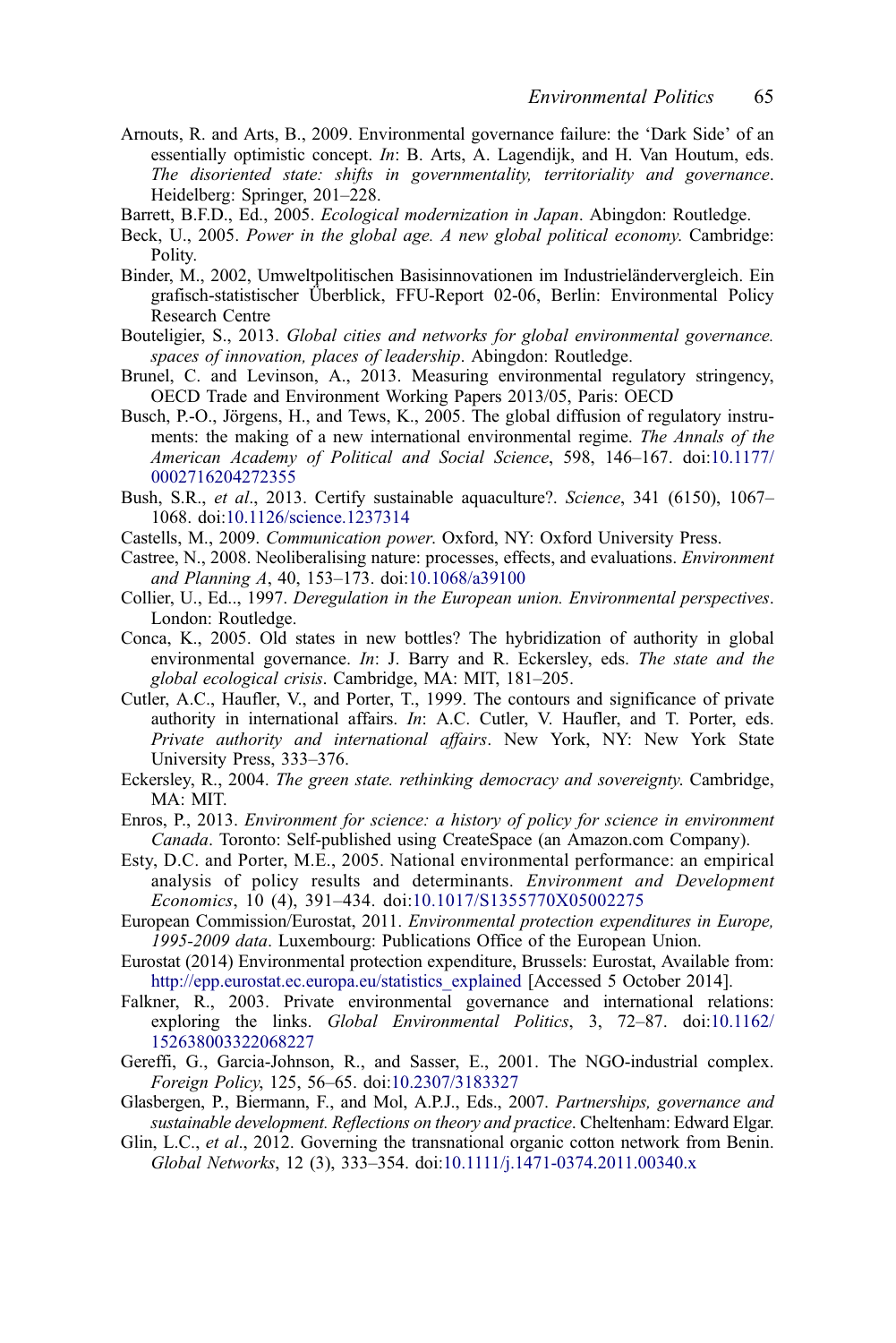Arnouts, R. and Arts, B., 2009. Environmental governance failure: the 'Dark Side' of an essentially optimistic concept. *In*: B. Arts, A. Lagendijk, and H. Van Houtum, eds. *The disoriented state: shifts in governmentality, territoriality and governance*. Heidelberg: Springer, 201–228.

Barrett, B.F.D., Ed., 2005. *Ecological modernization in Japan*. Abingdon: Routledge.

Beck, U., 2005. *Power in the global age. A new global political economy*. Cambridge: Polity.

Binder, M., 2002, Umweltpolitischen Basisinnovationen im Industrieländervergleich. Ein grafisch-statistischer Überblick, FFU-Report 02-06, Berlin: Environmental Policy Research Centre

Bouteligier, S., 2013. *Global cities and networks for global environmental governance. spaces of innovation, places of leadership*. Abingdon: Routledge.

Brunel, C. and Levinson, A., 2013. Measuring environmental regulatory stringency, OECD Trade and Environment Working Papers 2013/05, Paris: OECD

Busch, P.-O., Jörgens, H., and Tews, K., 2005. The global diffusion of regulatory instruments: the making of a new international environmental regime. *The Annals of the American Academy of Political and Social Science*, 598, 146–167. doi:10.1177/0002716204272355

Bush, S.R., *et al*., 2013. Certify sustainable aquaculture?. *Science*, 341 (6150), 1067–1068. doi:10.1126/science.1237314

Castells, M., 2009. *Communication power*. Oxford, NY: Oxford University Press.

Castree, N., 2008. Neoliberalising nature: processes, effects, and evaluations. *Environment and Planning A*, 40, 153–173. doi:10.1068/a39100

Collier, U., Ed.., 1997. *Deregulation in the European union. Environmental perspectives*. London: Routledge.

Conca, K., 2005. Old states in new bottles? The hybridization of authority in global environmental governance. *In*: J. Barry and R. Eckersley, eds. *The state and the global ecological crisis*. Cambridge, MA: MIT, 181–205.

Cutler, A.C., Haufler, V., and Porter, T., 1999. The contours and significance of private authority in international affairs. *In*: A.C. Cutler, V. Haufler, and T. Porter, eds. *Private authority and international affairs*. New York, NY: New York State University Press, 333–376.

Eckersley, R., 2004. *The green state. rethinking democracy and sovereignty*. Cambridge, MA: MIT.

Enros, P., 2013. *Environment for science: a history of policy for science in environment Canada*. Toronto: Self-published using CreateSpace (an Amazon.com Company).

Esty, D.C. and Porter, M.E., 2005. National environmental performance: an empirical analysis of policy results and determinants. *Environment and Development Economics*, 10 (4), 391–434. doi:10.1017/S1355770X05002275

European Commission/Eurostat, 2011. *Environmental protection expenditures in Europe, 1995-2009 data*. Luxembourg: Publications Office of the European Union.

Eurostat (2014) Environmental protection expenditure, Brussels: Eurostat, Available from: http://epp.eurostat.ec.europa.eu/statistics_explained [Accessed 5 October 2014].

Falkner, R., 2003. Private environmental governance and international relations: exploring the links. *Global Environmental Politics*, 3, 72–87. doi:10.1162/152638003322068227

Gereffi, G., Garcia-Johnson, R., and Sasser, E., 2001. The NGO-industrial complex. *Foreign Policy*, 125, 56–65. doi:10.2307/3183327

Glasbergen, P., Biermann, F., and Mol, A.P.J., Eds., 2007. *Partnerships, governance and sustainable development. Reflections on theory and practice*. Cheltenham: Edward Elgar.

Glin, L.C., *et al*., 2012. Governing the transnational organic cotton network from Benin. *Global Networks*, 12 (3), 333–354. doi:10.1111/j.1471-0374.2011.00340.x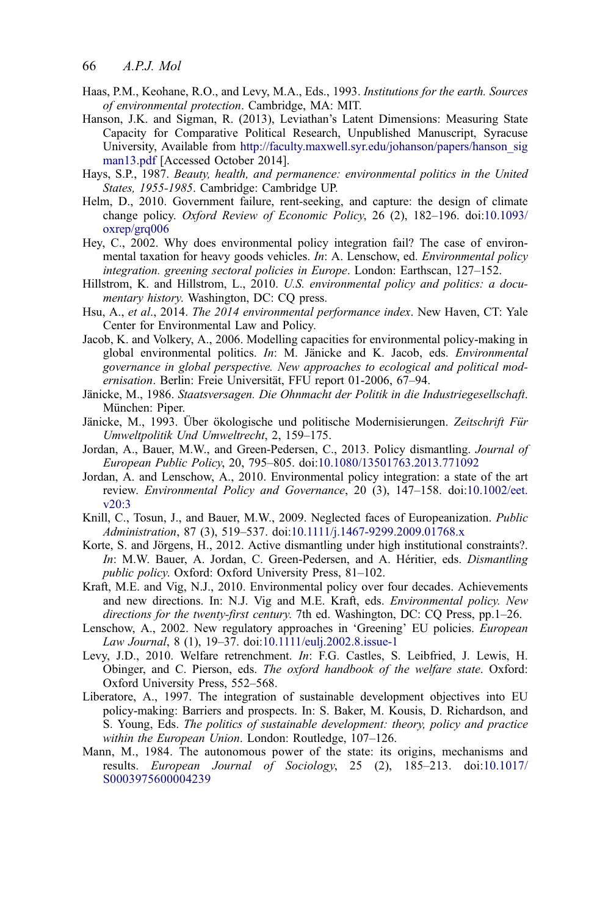Haas, P.M., Keohane, R.O., and Levy, M.A., Eds., 1993. *Institutions for the earth. Sources of environmental protection*. Cambridge, MA: MIT.

Hanson, J.K. and Sigman, R. (2013), Leviathan's Latent Dimensions: Measuring State Capacity for Comparative Political Research, Unpublished Manuscript, Syracuse University, Available from http://faculty.maxwell.syr.edu/johanson/papers/hanson_sigman13.pdf [Accessed October 2014].

Hays, S.P., 1987. *Beauty, health, and permanence: environmental politics in the United States, 1955-1985*. Cambridge: Cambridge UP.

Helm, D., 2010. Government failure, rent-seeking, and capture: the design of climate change policy. *Oxford Review of Economic Policy*, 26 (2), 182–196. doi:10.1093/oxrep/grq006

Hey, C., 2002. Why does environmental policy integration fail? The case of environmental taxation for heavy goods vehicles. *In*: A. Lenschow, ed. *Environmental policy integration. greening sectoral policies in Europe*. London: Earthscan, 127–152.

Hillstrom, K. and Hillstrom, L., 2010. *U.S. environmental policy and politics: a documentary history*. Washington, DC: CQ press.

Hsu, A., *et al*., 2014. *The 2014 environmental performance index*. New Haven, CT: Yale Center for Environmental Law and Policy.

Jacob, K. and Volkery, A., 2006. Modelling capacities for environmental policy-making in global environmental politics. *In*: M. Jänicke and K. Jacob, eds. *Environmental governance in global perspective. New approaches to ecological and political modernisation*. Berlin: Freie Universität, FFU report 01-2006, 67–94.

Jänicke, M., 1986. *Staatsversagen. Die Ohnmacht der Politik in die Industriegesellschaft*. München: Piper.

Jänicke, M., 1993. Über ökologische und politische Modernisierungen. *Zeitschrift Für Umweltpolitik Und Umweltrecht*, 2, 159–175.

Jordan, A., Bauer, M.W., and Green-Pedersen, C., 2013. Policy dismantling. *Journal of European Public Policy*, 20, 795–805. doi:10.1080/13501763.2013.771092

Jordan, A. and Lenschow, A., 2010. Environmental policy integration: a state of the art review. *Environmental Policy and Governance*, 20 (3), 147–158. doi:10.1002/eet.v20:3

Knill, C., Tosun, J., and Bauer, M.W., 2009. Neglected faces of Europeanization. *Public Administration*, 87 (3), 519–537. doi:10.1111/j.1467-9299.2009.01768.x

Korte, S. and Jörgens, H., 2012. Active dismantling under high institutional constraints?. *In*: M.W. Bauer, A. Jordan, C. Green-Pedersen, and A. Héritier, eds. *Dismantling public policy*. Oxford: Oxford University Press, 81–102.

Kraft, M.E. and Vig, N.J., 2010. Environmental policy over four decades. Achievements and new directions. In: N.J. Vig and M.E. Kraft, eds. *Environmental policy. New directions for the twenty-first century*. 7th ed. Washington, DC: CQ Press, pp.1–26.

Lenschow, A., 2002. New regulatory approaches in 'Greening' EU policies. *European Law Journal*, 8 (1), 19–37. doi:10.1111/eulj.2002.8.issue-1

Levy, J.D., 2010. Welfare retrenchment. *In*: F.G. Castles, S. Leibfried, J. Lewis, H. Obinger, and C. Pierson, eds. *The oxford handbook of the welfare state*. Oxford: Oxford University Press, 552–568.

Liberatore, A., 1997. The integration of sustainable development objectives into EU policy-making: Barriers and prospects. In: S. Baker, M. Kousis, D. Richardson, and S. Young, Eds. *The politics of sustainable development: theory, policy and practice within the European Union*. London: Routledge, 107–126.

Mann, M., 1984. The autonomous power of the state: its origins, mechanisms and results. *European Journal of Sociology*, 25 (2), 185–213. doi:10.1017/S0003975600004239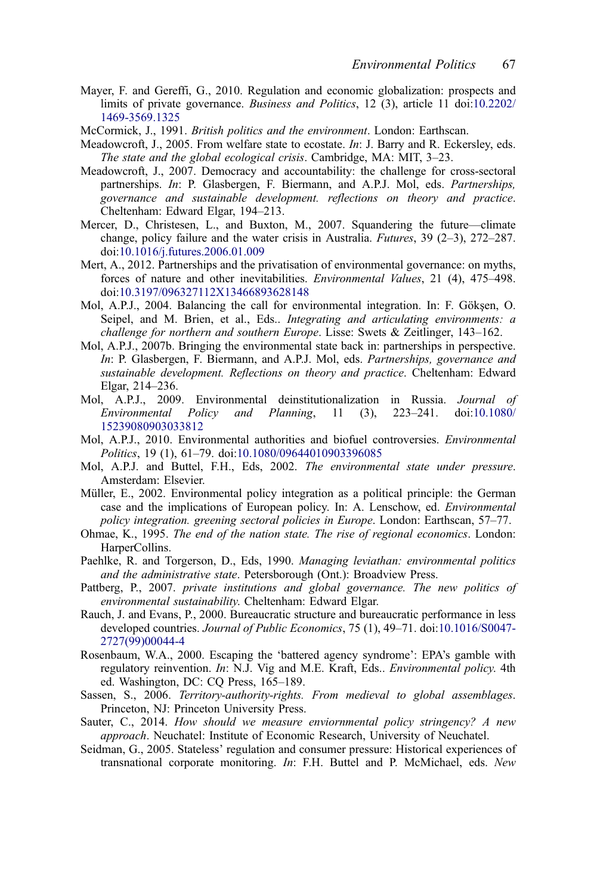Mayer, F. and Gereffi, G., 2010. Regulation and economic globalization: prospects and limits of private governance. *Business and Politics*, 12 (3), article 11 doi:10.2202/1469-3569.1325

McCormick, J., 1991. *British politics and the environment*. London: Earthscan.

Meadowcroft, J., 2005. From welfare state to ecostate. *In*: J. Barry and R. Eckersley, eds. *The state and the global ecological crisis*. Cambridge, MA: MIT, 3–23.

Meadowcroft, J., 2007. Democracy and accountability: the challenge for cross-sectoral partnerships. *In*: P. Glasbergen, F. Biermann, and A.P.J. Mol, eds. *Partnerships, governance and sustainable development. reflections on theory and practice*. Cheltenham: Edward Elgar, 194–213.

Mercer, D., Christesen, L., and Buxton, M., 2007. Squandering the future—climate change, policy failure and the water crisis in Australia. *Futures*, 39 (2–3), 272–287. doi:10.1016/j.futures.2006.01.009

Mert, A., 2012. Partnerships and the privatisation of environmental governance: on myths, forces of nature and other inevitabilities. *Environmental Values*, 21 (4), 475–498. doi:10.3197/096327112X13466893628148

Mol, A.P.J., 2004. Balancing the call for environmental integration. In: F. Gökşen, O. Seipel, and M. Brien, et al., Eds.. *Integrating and articulating environments: a challenge for northern and southern Europe*. Lisse: Swets & Zeitlinger, 143–162.

Mol, A.P.J., 2007b. Bringing the environmental state back in: partnerships in perspective. *In*: P. Glasbergen, F. Biermann, and A.P.J. Mol, eds. *Partnerships, governance and sustainable development. Reflections on theory and practice*. Cheltenham: Edward Elgar, 214–236.

Mol, A.P.J., 2009. Environmental deinstitutionalization in Russia. *Journal of Environmental Policy and Planning*, 11 (3), 223–241. doi:10.1080/15239080903033812

Mol, A.P.J., 2010. Environmental authorities and biofuel controversies. *Environmental Politics*, 19 (1), 61–79. doi:10.1080/09644010903396085

Mol, A.P.J. and Buttel, F.H., Eds, 2002. *The environmental state under pressure*. Amsterdam: Elsevier.

Müller, E., 2002. Environmental policy integration as a political principle: the German case and the implications of European policy. In: A. Lenschow, ed. *Environmental policy integration. greening sectoral policies in Europe*. London: Earthscan, 57–77.

Ohmae, K., 1995. *The end of the nation state. The rise of regional economics*. London: HarperCollins.

Paehlke, R. and Torgerson, D., Eds, 1990. *Managing leviathan: environmental politics and the administrative state*. Petersborough (Ont.): Broadview Press.

Pattberg, P., 2007. *private institutions and global governance. The new politics of environmental sustainability.* Cheltenham: Edward Elgar.

Rauch, J. and Evans, P., 2000. Bureaucratic structure and bureaucratic performance in less developed countries. *Journal of Public Economics*, 75 (1), 49–71. doi:10.1016/S0047-2727(99)00044-4

Rosenbaum, W.A., 2000. Escaping the 'battered agency syndrome': EPA's gamble with regulatory reinvention. *In*: N.J. Vig and M.E. Kraft, Eds.. *Environmental policy*. 4th ed. Washington, DC: CQ Press, 165–189.

Sassen, S., 2006. *Territory-authority-rights. From medieval to global assemblages*. Princeton, NJ: Princeton University Press.

Sauter, C., 2014. *How should we measure enviornmental policy stringency? A new approach*. Neuchatel: Institute of Economic Research, University of Neuchatel.

Seidman, G., 2005. Stateless' regulation and consumer pressure: Historical experiences of transnational corporate monitoring. *In*: F.H. Buttel and P. McMichael, eds. *New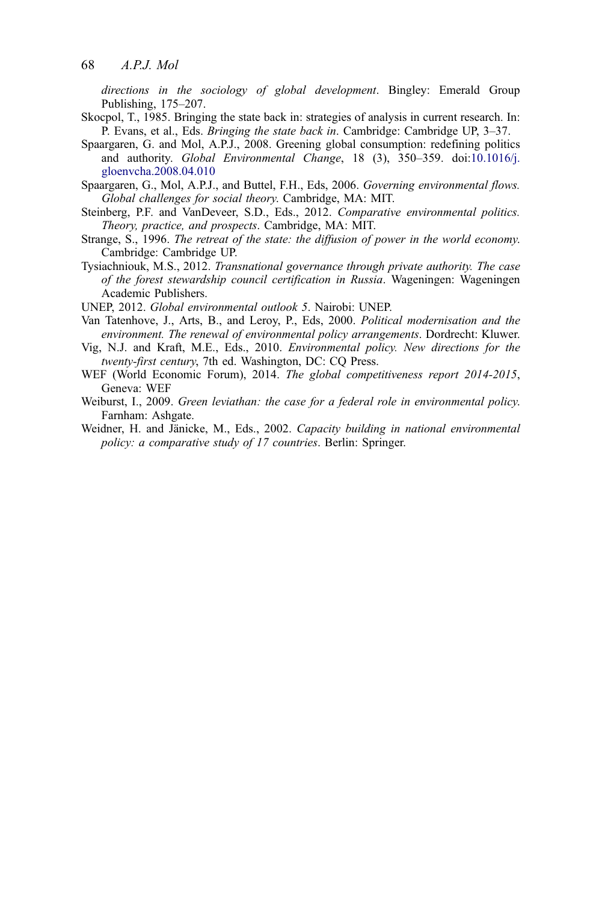*directions in the sociology of global development*. Bingley: Emerald Group Publishing, 175–207.

Skocpol, T., 1985. Bringing the state back in: strategies of analysis in current research. In: P. Evans, et al., Eds. *Bringing the state back in*. Cambridge: Cambridge UP, 3–37.

Spaargaren, G. and Mol, A.P.J., 2008. Greening global consumption: redefining politics and authority. *Global Environmental Change*, 18 (3), 350–359. doi:10.1016/j.gloenvcha.2008.04.010

Spaargaren, G., Mol, A.P.J., and Buttel, F.H., Eds, 2006. *Governing environmental flows. Global challenges for social theory.* Cambridge, MA: MIT.

Steinberg, P.F. and VanDeveer, S.D., Eds., 2012. *Comparative environmental politics. Theory, practice, and prospects*. Cambridge, MA: MIT.

Strange, S., 1996. *The retreat of the state: the diffusion of power in the world economy.* Cambridge: Cambridge UP.

Tysiachniouk, M.S., 2012. *Transnational governance through private authority. The case of the forest stewardship council certification in Russia*. Wageningen: Wageningen Academic Publishers.

UNEP, 2012. *Global environmental outlook 5*. Nairobi: UNEP.

Van Tatenhove, J., Arts, B., and Leroy, P., Eds, 2000. *Political modernisation and the environment. The renewal of environmental policy arrangements*. Dordrecht: Kluwer.

Vig, N.J. and Kraft, M.E., Eds., 2010. *Environmental policy. New directions for the twenty-first century*, 7th ed. Washington, DC: CQ Press.

WEF (World Economic Forum), 2014. *The global competitiveness report 2014-2015*, Geneva: WEF

Weiburst, I., 2009. *Green leviathan: the case for a federal role in environmental policy.* Farnham: Ashgate.

Weidner, H. and Jänicke, M., Eds., 2002. *Capacity building in national environmental policy: a comparative study of 17 countries*. Berlin: Springer.